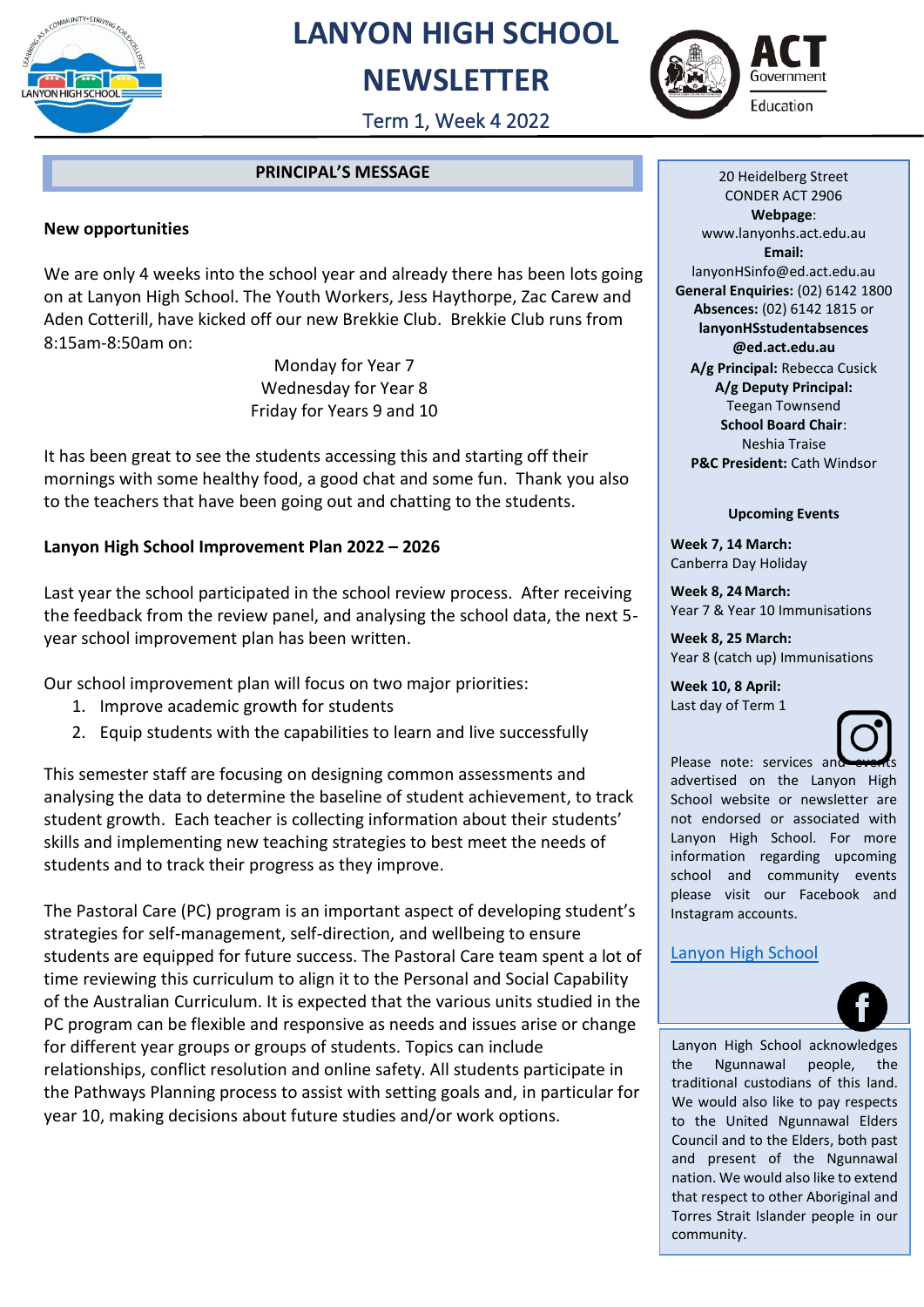# LANYON HIGH SCHOOL NEWSLETTER

Term 1, Week 4 2022

## PRINCIPAL'S MESSAGE

**New opportunities**

We are only 4 weeks into the school year and already there has been lots going on at Lanyon High School. The Youth Workers, Jess Haythorpe, Zac Carew and Aden Cotterill, have kicked off our new Brekkie Club. Brekkie Club runs from 8:15am-8:50am on:

Monday for Year 7
Wednesday for Year 8
Friday for Years 9 and 10

It has been great to see the students accessing this and starting off their mornings with some healthy food, a good chat and some fun. Thank you also to the teachers that have been going out and chatting to the students.

**Lanyon High School Improvement Plan 2022 – 2026**

Last year the school participated in the school review process. After receiving the feedback from the review panel, and analysing the school data, the next 5-year school improvement plan has been written.

Our school improvement plan will focus on two major priorities:

1. Improve academic growth for students
2. Equip students with the capabilities to learn and live successfully

This semester staff are focusing on designing common assessments and analysing the data to determine the baseline of student achievement, to track student growth. Each teacher is collecting information about their students' skills and implementing new teaching strategies to best meet the needs of students and to track their progress as they improve.

The Pastoral Care (PC) program is an important aspect of developing student's strategies for self-management, self-direction, and wellbeing to ensure students are equipped for future success. The Pastoral Care team spent a lot of time reviewing this curriculum to align it to the Personal and Social Capability of the Australian Curriculum. It is expected that the various units studied in the PC program can be flexible and responsive as needs and issues arise or change for different year groups or groups of students. Topics can include relationships, conflict resolution and online safety. All students participate in the Pathways Planning process to assist with setting goals and, in particular for year 10, making decisions about future studies and/or work options.

---

20 Heidelberg Street
CONDER ACT 2906
**Webpage**:
www.lanyonhs.act.edu.au
**Email:**
lanyonHSinfo@ed.act.edu.au
**General Enquiries:** (02) 6142 1800
**Absences:** (02) 6142 1815 or **lanyonHSstudentabsences@ed.act.edu.au**
**A/g Principal:** Rebecca Cusick
**A/g Deputy Principal:** Teegan Townsend
**School Board Chair**: Neshia Traise
**P&C President:** Cath Windsor

**Upcoming Events**

**Week 7, 14 March:**
Canberra Day Holiday

**Week 8, 24 March:**
Year 7 & Year 10 Immunisations

**Week 8, 25 March:**
Year 8 (catch up) Immunisations

**Week 10, 8 April:**
Last day of Term 1

Please note: services and events advertised on the Lanyon High School website or newsletter are not endorsed or associated with Lanyon High School. For more information regarding upcoming school and community events please visit our Facebook and Instagram accounts.

Lanyon High School

Lanyon High School acknowledges the Ngunnawal people, the traditional custodians of this land. We would also like to pay respects to the United Ngunnawal Elders Council and to the Elders, both past and present of the Ngunnawal nation. We would also like to extend that respect to other Aboriginal and Torres Strait Islander people in our community.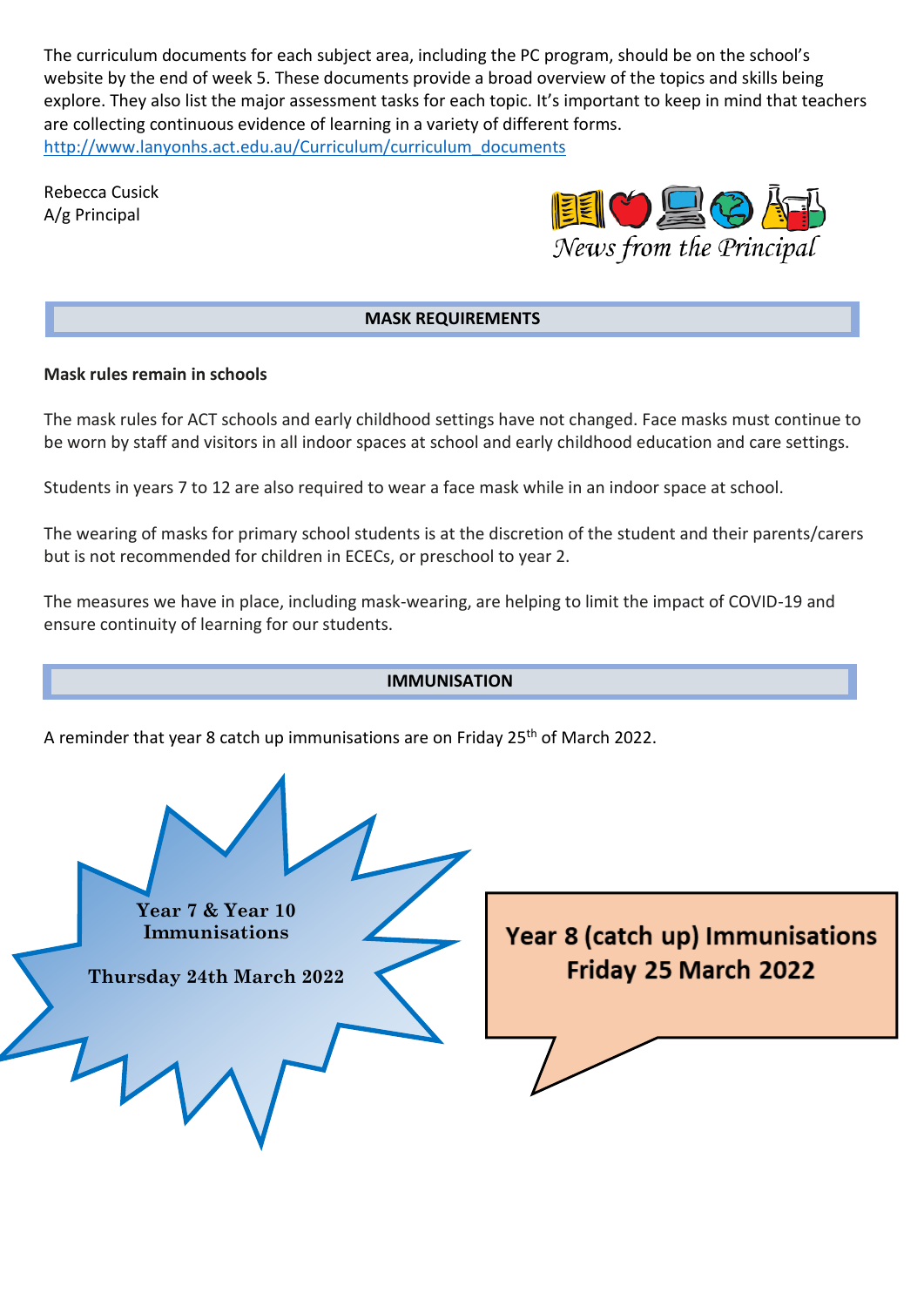The curriculum documents for each subject area, including the PC program, should be on the school's website by the end of week 5. These documents provide a broad overview of the topics and skills being explore. They also list the major assessment tasks for each topic. It's important to keep in mind that teachers are collecting continuous evidence of learning in a variety of different forms.
[http://www.lanyonhs.act.edu.au/Curriculum/curriculum_documents](http://www.lanyonhs.act.edu.au/Curriculum/curriculum_documents)

Rebecca Cusick
A/g Principal

*News from the Principal*

## MASK REQUIREMENTS

**Mask rules remain in schools**

The mask rules for ACT schools and early childhood settings have not changed. Face masks must continue to be worn by staff and visitors in all indoor spaces at school and early childhood education and care settings.

Students in years 7 to 12 are also required to wear a face mask while in an indoor space at school.

The wearing of masks for primary school students is at the discretion of the student and their parents/carers but is not recommended for children in ECECs, or preschool to year 2.

The measures we have in place, including mask-wearing, are helping to limit the impact of COVID-19 and ensure continuity of learning for our students.

## IMMUNISATION

A reminder that year 8 catch up immunisations are on Friday 25th of March 2022.

**Year 7 & Year 10 Immunisations**

**Thursday 24th March 2022**

**Year 8 (catch up) Immunisations**
**Friday 25 March 2022**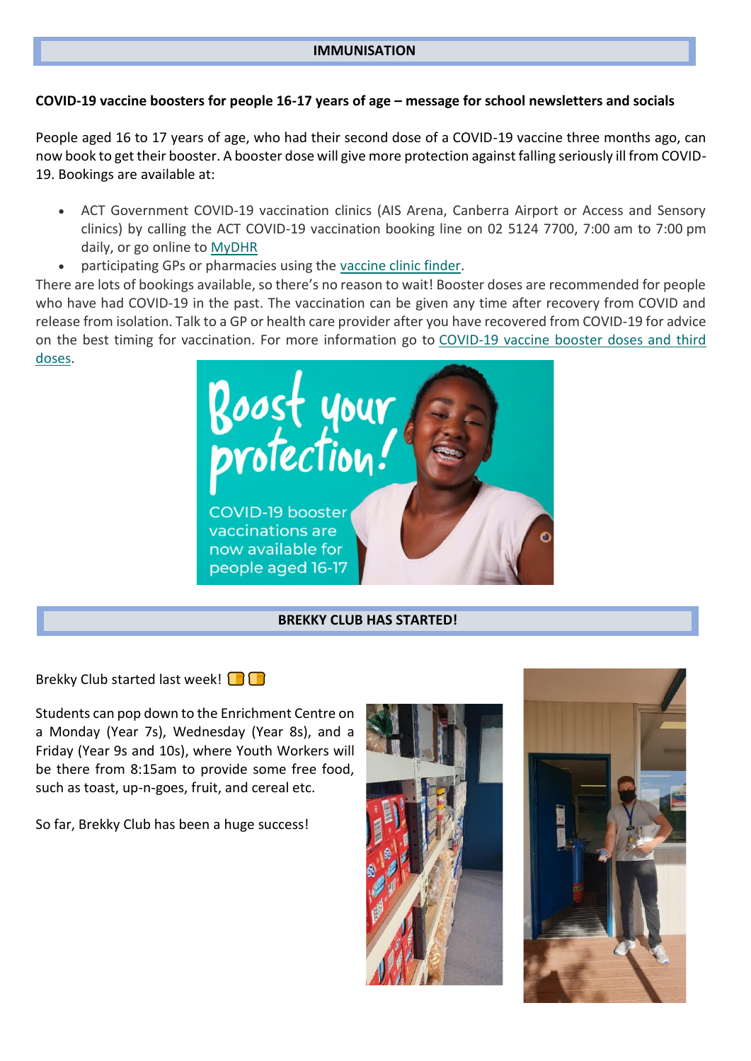## IMMUNISATION

**COVID-19 vaccine boosters for people 16-17 years of age – message for school newsletters and socials**

People aged 16 to 17 years of age, who had their second dose of a COVID-19 vaccine three months ago, can now book to get their booster. A booster dose will give more protection against falling seriously ill from COVID-19. Bookings are available at:

- ACT Government COVID-19 vaccination clinics (AIS Arena, Canberra Airport or Access and Sensory clinics) by calling the ACT COVID-19 vaccination booking line on 02 5124 7700, 7:00 am to 7:00 pm daily, or go online to MyDHR
- participating GPs or pharmacies using the vaccine clinic finder.

There are lots of bookings available, so there's no reason to wait! Booster doses are recommended for people who have had COVID-19 in the past. The vaccination can be given any time after recovery from COVID and release from isolation. Talk to a GP or health care provider after you have recovered from COVID-19 for advice on the best timing for vaccination. For more information go to COVID-19 vaccine booster doses and third doses.

Boost your protection!

COVID-19 booster vaccinations are now available for people aged 16-17

## BREKKY CLUB HAS STARTED!

Brekky Club started last week! 🍞🍞

Students can pop down to the Enrichment Centre on a Monday (Year 7s), Wednesday (Year 8s), and a Friday (Year 9s and 10s), where Youth Workers will be there from 8:15am to provide some free food, such as toast, up-n-goes, fruit, and cereal etc.

So far, Brekky Club has been a huge success!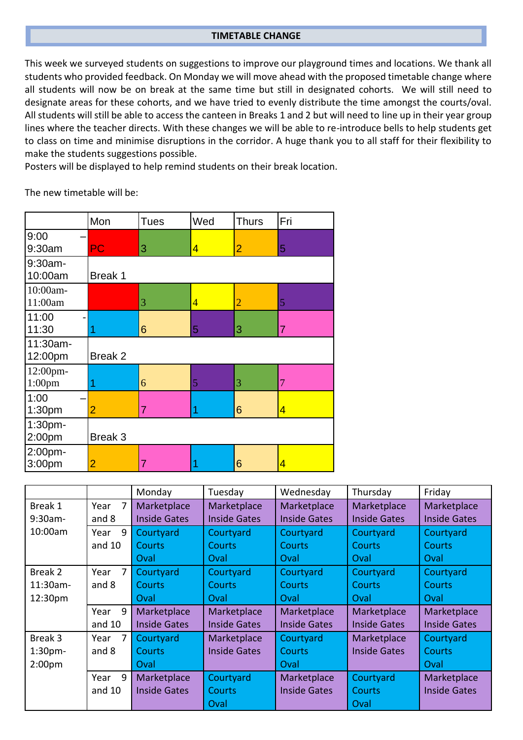## TIMETABLE CHANGE

This week we surveyed students on suggestions to improve our playground times and locations. We thank all students who provided feedback. On Monday we will move ahead with the proposed timetable change where all students will now be on break at the same time but still in designated cohorts. We will still need to designate areas for these cohorts, and we have tried to evenly distribute the time amongst the courts/oval. All students will still be able to access the canteen in Breaks 1 and 2 but will need to line up in their year group lines where the teacher directs. With these changes we will be able to re-introduce bells to help students get to class on time and minimise disruptions in the corridor. A huge thank you to all staff for their flexibility to make the students suggestions possible.

Posters will be displayed to help remind students on their break location.

The new timetable will be:

| | Mon | Tues | Wed | Thurs | Fri |
|---|---|---|---|---|---|
| 9:00 – 9:30am | PC | 3 | 4 | 2 | 5 |
| 9:30am-10:00am | Break 1 | | | | |
| 10:00am-11:00am | | 3 | 4 | 2 | 5 |
| 11:00 - 11:30 | 1 | 6 | 5 | 3 | 7 |
| 11:30am-12:00pm | Break 2 | | | | |
| 12:00pm-1:00pm | 1 | 6 | 5 | 3 | 7 |
| 1:00 – 1:30pm | 2 | 7 | 1 | 6 | 4 |
| 1:30pm-2:00pm | Break 3 | | | | |
| 2:00pm-3:00pm | 2 | 7 | 1 | 6 | 4 |

| | | Monday | Tuesday | Wednesday | Thursday | Friday |
|---|---|---|---|---|---|---|
| Break 1 9:30am-10:00am | Year 7 and 8 | Marketplace Inside Gates | Marketplace Inside Gates | Marketplace Inside Gates | Marketplace Inside Gates | Marketplace Inside Gates |
| | Year 9 and 10 | Courtyard Courts Oval | Courtyard Courts Oval | Courtyard Courts Oval | Courtyard Courts Oval | Courtyard Courts Oval |
| Break 2 11:30am-12:30pm | Year 7 and 8 | Courtyard Courts Oval | Courtyard Courts Oval | Courtyard Courts Oval | Courtyard Courts Oval | Courtyard Courts Oval |
| | Year 9 and 10 | Marketplace Inside Gates | Marketplace Inside Gates | Marketplace Inside Gates | Marketplace Inside Gates | Marketplace Inside Gates |
| Break 3 1:30pm-2:00pm | Year 7 and 8 | Courtyard Courts Oval | Marketplace Inside Gates | Courtyard Courts Oval | Marketplace Inside Gates | Courtyard Courts Oval |
| | Year 9 and 10 | Marketplace Inside Gates | Courtyard Courts Oval | Marketplace Inside Gates | Courtyard Courts Oval | Marketplace Inside Gates |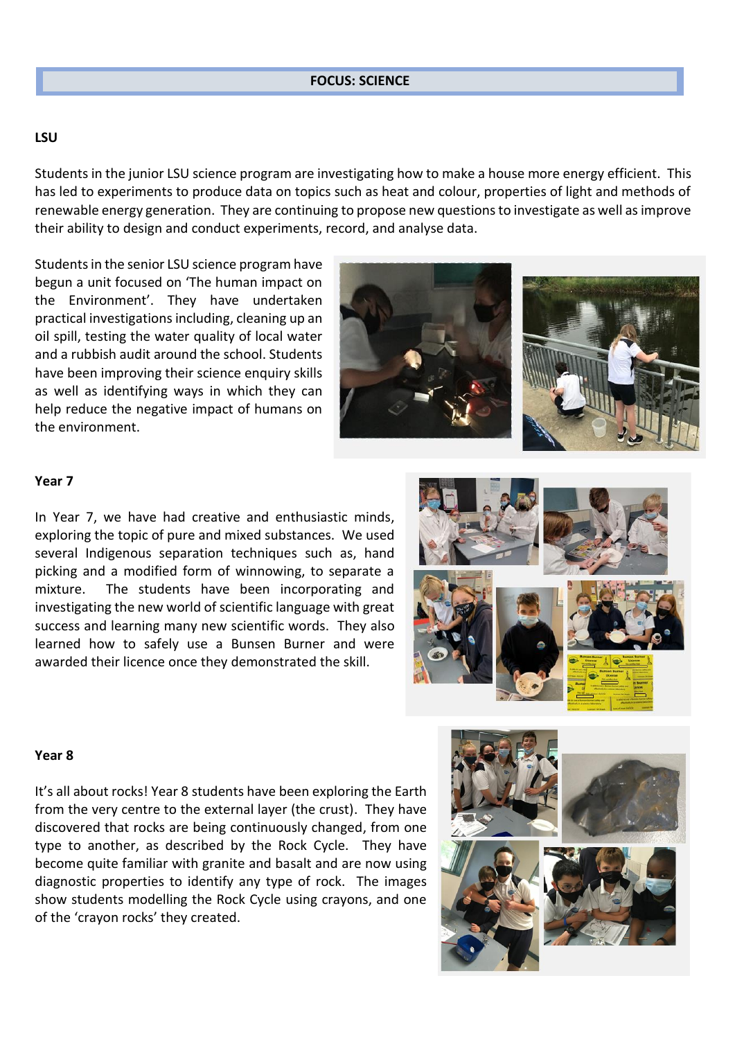# FOCUS: SCIENCE

## LSU

Students in the junior LSU science program are investigating how to make a house more energy efficient. This has led to experiments to produce data on topics such as heat and colour, properties of light and methods of renewable energy generation. They are continuing to propose new questions to investigate as well as improve their ability to design and conduct experiments, record, and analyse data.

Students in the senior LSU science program have begun a unit focused on 'The human impact on the Environment'. They have undertaken practical investigations including, cleaning up an oil spill, testing the water quality of local water and a rubbish audit around the school. Students have been improving their science enquiry skills as well as identifying ways in which they can help reduce the negative impact of humans on the environment.

## Year 7

In Year 7, we have had creative and enthusiastic minds, exploring the topic of pure and mixed substances. We used several Indigenous separation techniques such as, hand picking and a modified form of winnowing, to separate a mixture. The students have been incorporating and investigating the new world of scientific language with great success and learning many new scientific words. They also learned how to safely use a Bunsen Burner and were awarded their licence once they demonstrated the skill.

## Year 8

It's all about rocks! Year 8 students have been exploring the Earth from the very centre to the external layer (the crust). They have discovered that rocks are being continuously changed, from one type to another, as described by the Rock Cycle. They have become quite familiar with granite and basalt and are now using diagnostic properties to identify any type of rock. The images show students modelling the Rock Cycle using crayons, and one of the 'crayon rocks' they created.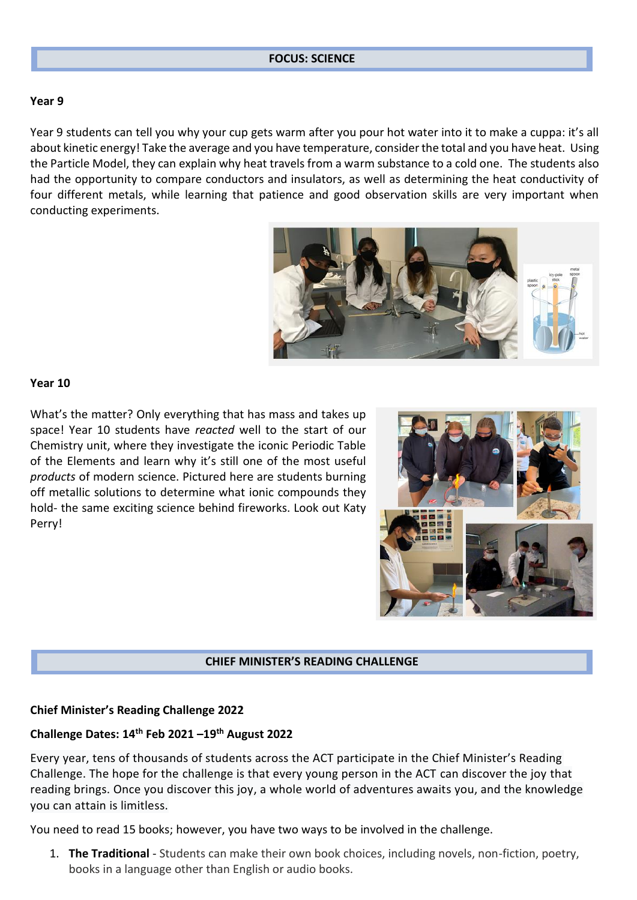## FOCUS: SCIENCE

### Year 9

Year 9 students can tell you why your cup gets warm after you pour hot water into it to make a cuppa: it's all about kinetic energy! Take the average and you have temperature, consider the total and you have heat. Using the Particle Model, they can explain why heat travels from a warm substance to a cold one. The students also had the opportunity to compare conductors and insulators, as well as determining the heat conductivity of four different metals, while learning that patience and good observation skills are very important when conducting experiments.

### Year 10

What's the matter? Only everything that has mass and takes up space! Year 10 students have *reacted* well to the start of our Chemistry unit, where they investigate the iconic Periodic Table of the Elements and learn why it's still one of the most useful *products* of modern science. Pictured here are students burning off metallic solutions to determine what ionic compounds they hold- the same exciting science behind fireworks. Look out Katy Perry!

## CHIEF MINISTER'S READING CHALLENGE

**Chief Minister's Reading Challenge 2022**

**Challenge Dates: 14th Feb 2021 –19th August 2022**

Every year, tens of thousands of students across the ACT participate in the Chief Minister's Reading Challenge. The hope for the challenge is that every young person in the ACT can discover the joy that reading brings. Once you discover this joy, a whole world of adventures awaits you, and the knowledge you can attain is limitless.

You need to read 15 books; however, you have two ways to be involved in the challenge.

1. **The Traditional** - Students can make their own book choices, including novels, non-fiction, poetry, books in a language other than English or audio books.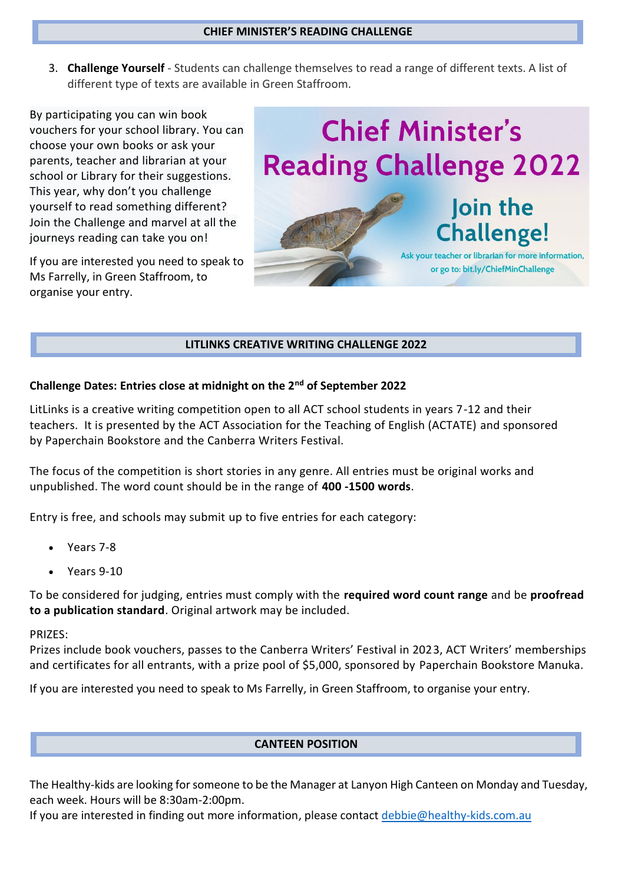## CHIEF MINISTER'S READING CHALLENGE

3. **Challenge Yourself** - Students can challenge themselves to read a range of different texts. A list of different type of texts are available in Green Staffroom.

By participating you can win book vouchers for your school library. You can choose your own books or ask your parents, teacher and librarian at your school or Library for their suggestions. This year, why don't you challenge yourself to read something different? Join the Challenge and marvel at all the journeys reading can take you on!

If you are interested you need to speak to Ms Farrelly, in Green Staffroom, to organise your entry.

Chief Minister's Reading Challenge 2022

Join the Challenge!

Ask your teacher or librarian for more information, or go to: bit.ly/ChiefMinChallenge

## LITLINKS CREATIVE WRITING CHALLENGE 2022

**Challenge Dates: Entries close at midnight on the 2nd of September 2022**

LitLinks is a creative writing competition open to all ACT school students in years 7-12 and their teachers. It is presented by the ACT Association for the Teaching of English (ACTATE) and sponsored by Paperchain Bookstore and the Canberra Writers Festival.

The focus of the competition is short stories in any genre. All entries must be original works and unpublished. The word count should be in the range of **400 -1500 words**.

Entry is free, and schools may submit up to five entries for each category:

- Years 7-8
- Years 9-10

To be considered for judging, entries must comply with the **required word count range** and be **proofread to a publication standard**. Original artwork may be included.

PRIZES:
Prizes include book vouchers, passes to the Canberra Writers' Festival in 2023, ACT Writers' memberships and certificates for all entrants, with a prize pool of $5,000, sponsored by Paperchain Bookstore Manuka.

If you are interested you need to speak to Ms Farrelly, in Green Staffroom, to organise your entry.

## CANTEEN POSITION

The Healthy-kids are looking for someone to be the Manager at Lanyon High Canteen on Monday and Tuesday, each week. Hours will be 8:30am-2:00pm.
If you are interested in finding out more information, please contact debbie@healthy-kids.com.au